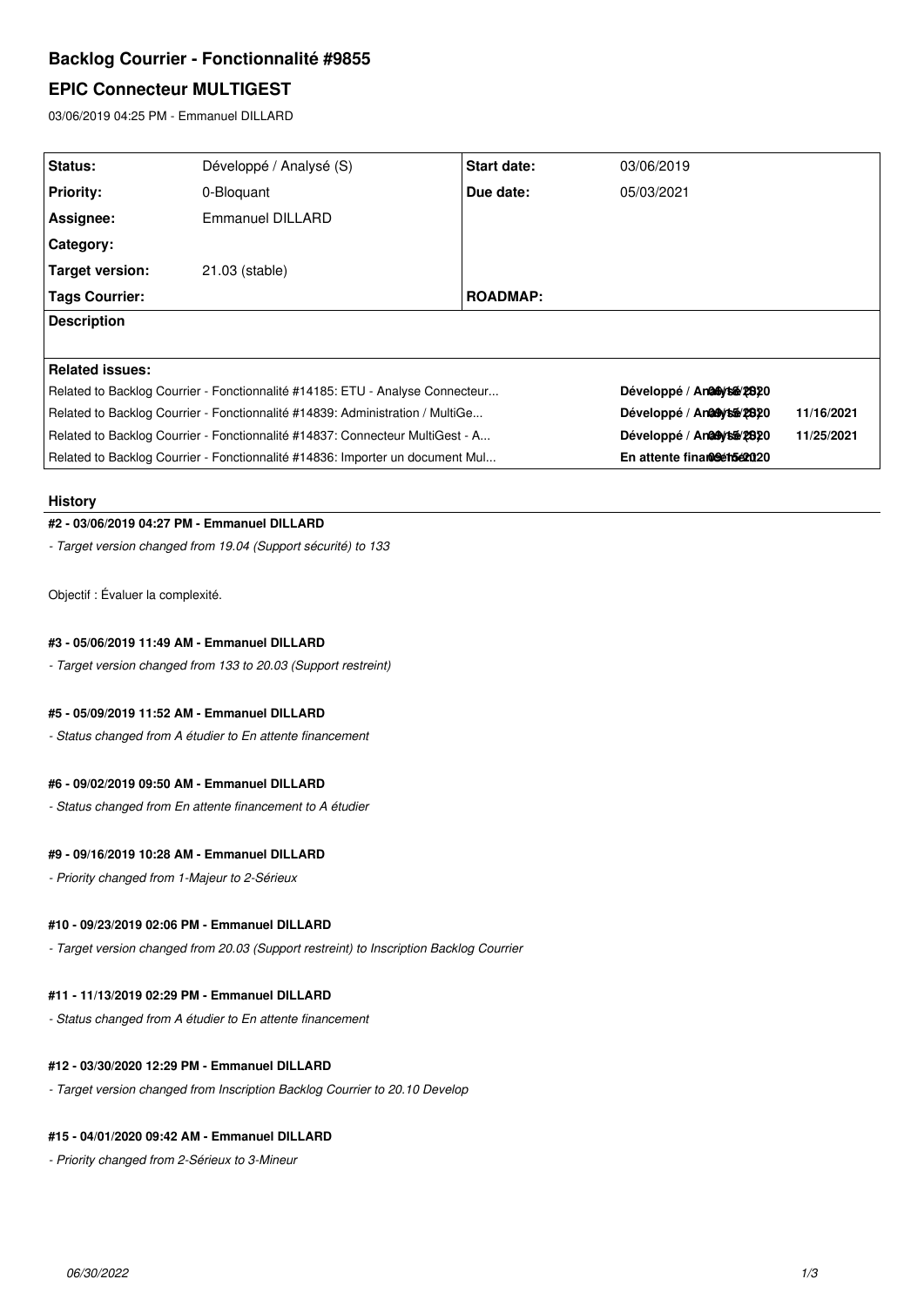# Backlog Courrier - Fonctionnalité #9855

## EPIC Connecteur MULTIGEST

03/06/2019 04:25 PM - Emmanuel DILLARD

| Status: | Développé / Analysé (S) | Start date: | 03/06/2019 |
|---|---|---|---|
| Priority: | 0-Bloquant | Due date: | 05/03/2021 |
| Assignee: | Emmanuel DILLARD | | |
| Category: | | | |
| Target version: | 21.03 (stable) | | |
| Tags Courrier: | | ROADMAP: | |

**Description**

**Related issues:**

| | | | |
|---|---|---|---|
| Related to Backlog Courrier - Fonctionnalité #14185: ETU - Analyse Connecteur... | Développé / Analysé (S) | 09/15/2020 | |
| Related to Backlog Courrier - Fonctionnalité #14839: Administration / MultiGe... | Développé / Analysé (S) | 09/15/2020 | 11/16/2021 |
| Related to Backlog Courrier - Fonctionnalité #14837: Connecteur MultiGest - A... | Développé / Analysé (S) | 09/15/2020 | 11/25/2021 |
| Related to Backlog Courrier - Fonctionnalité #14836: Importer un document Mul... | En attente financement | 09/15/2020 | |

### History

#### #2 - 03/06/2019 04:27 PM - Emmanuel DILLARD

*- Target version changed from 19.04 (Support sécurité) to 133*

Objectif : Évaluer la complexité.

#### #3 - 05/06/2019 11:49 AM - Emmanuel DILLARD

*- Target version changed from 133 to 20.03 (Support restreint)*

#### #5 - 05/09/2019 11:52 AM - Emmanuel DILLARD

*- Status changed from A étudier to En attente financement*

#### #6 - 09/02/2019 09:50 AM - Emmanuel DILLARD

*- Status changed from En attente financement to A étudier*

#### #9 - 09/16/2019 10:28 AM - Emmanuel DILLARD

*- Priority changed from 1-Majeur to 2-Sérieux*

#### #10 - 09/23/2019 02:06 PM - Emmanuel DILLARD

*- Target version changed from 20.03 (Support restreint) to Inscription Backlog Courrier*

#### #11 - 11/13/2019 02:29 PM - Emmanuel DILLARD

*- Status changed from A étudier to En attente financement*

#### #12 - 03/30/2020 12:29 PM - Emmanuel DILLARD

*- Target version changed from Inscription Backlog Courrier to 20.10 Develop*

#### #15 - 04/01/2020 09:42 AM - Emmanuel DILLARD

*- Priority changed from 2-Sérieux to 3-Mineur*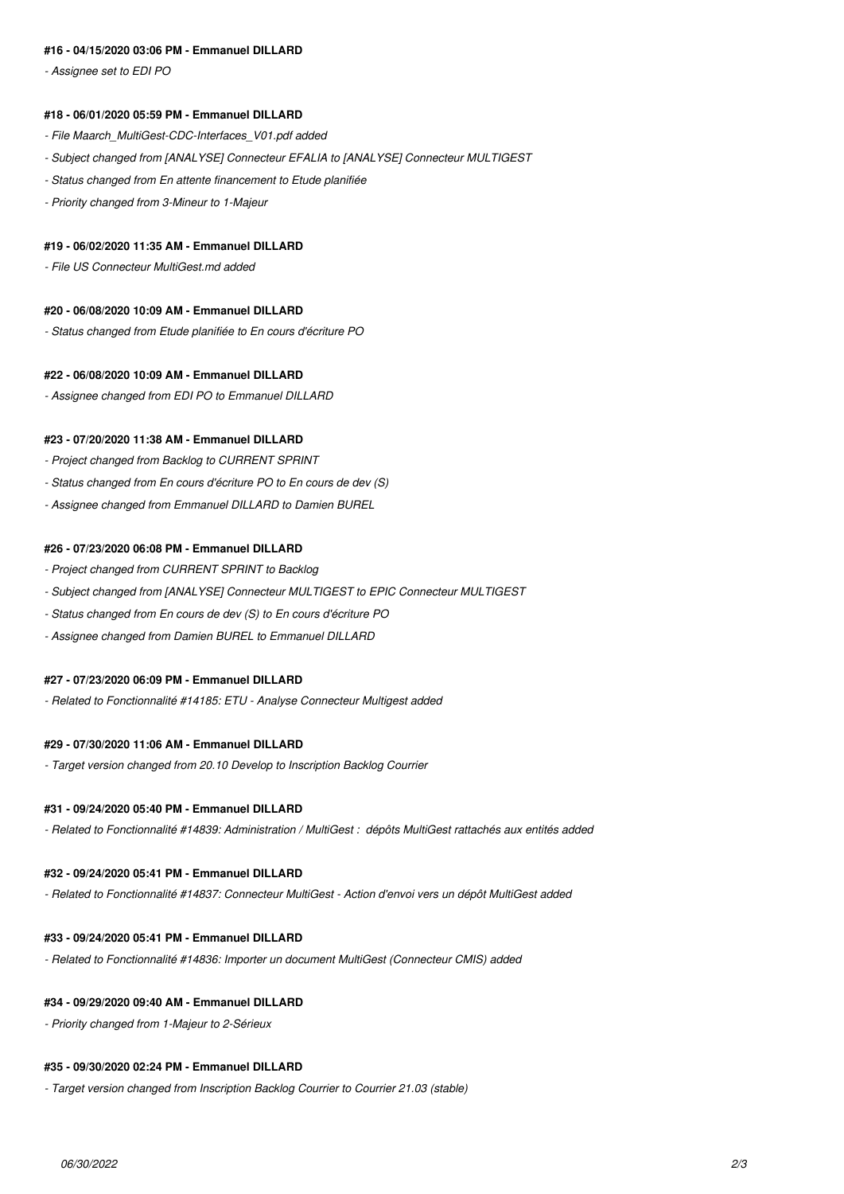#### #16 - 04/15/2020 03:06 PM - Emmanuel DILLARD

- *Assignee set to EDI PO*

#### #18 - 06/01/2020 05:59 PM - Emmanuel DILLARD

- *File Maarch_MultiGest-CDC-Interfaces_V01.pdf added*
- *Subject changed from [ANALYSE] Connecteur EFALIA to [ANALYSE] Connecteur MULTIGEST*
- *Status changed from En attente financement to Etude planifiée*
- *Priority changed from 3-Mineur to 1-Majeur*

#### #19 - 06/02/2020 11:35 AM - Emmanuel DILLARD

- *File US Connecteur MultiGest.md added*

#### #20 - 06/08/2020 10:09 AM - Emmanuel DILLARD

- *Status changed from Etude planifiée to En cours d'écriture PO*

#### #22 - 06/08/2020 10:09 AM - Emmanuel DILLARD

- *Assignee changed from EDI PO to Emmanuel DILLARD*

#### #23 - 07/20/2020 11:38 AM - Emmanuel DILLARD

- *Project changed from Backlog to CURRENT SPRINT*
- *Status changed from En cours d'écriture PO to En cours de dev (S)*
- *Assignee changed from Emmanuel DILLARD to Damien BUREL*

#### #26 - 07/23/2020 06:08 PM - Emmanuel DILLARD

- *Project changed from CURRENT SPRINT to Backlog*
- *Subject changed from [ANALYSE] Connecteur MULTIGEST to EPIC Connecteur MULTIGEST*
- *Status changed from En cours de dev (S) to En cours d'écriture PO*
- *Assignee changed from Damien BUREL to Emmanuel DILLARD*

#### #27 - 07/23/2020 06:09 PM - Emmanuel DILLARD

- *Related to Fonctionnalité #14185: ETU - Analyse Connecteur Multigest added*

#### #29 - 07/30/2020 11:06 AM - Emmanuel DILLARD

- *Target version changed from 20.10 Develop to Inscription Backlog Courrier*

#### #31 - 09/24/2020 05:40 PM - Emmanuel DILLARD

- *Related to Fonctionnalité #14839: Administration / MultiGest : dépôts MultiGest rattachés aux entités added*

#### #32 - 09/24/2020 05:41 PM - Emmanuel DILLARD

- *Related to Fonctionnalité #14837: Connecteur MultiGest - Action d'envoi vers un dépôt MultiGest added*

#### #33 - 09/24/2020 05:41 PM - Emmanuel DILLARD

- *Related to Fonctionnalité #14836: Importer un document MultiGest (Connecteur CMIS) added*

#### #34 - 09/29/2020 09:40 AM - Emmanuel DILLARD

- *Priority changed from 1-Majeur to 2-Sérieux*

#### #35 - 09/30/2020 02:24 PM - Emmanuel DILLARD

- *Target version changed from Inscription Backlog Courrier to Courrier 21.03 (stable)*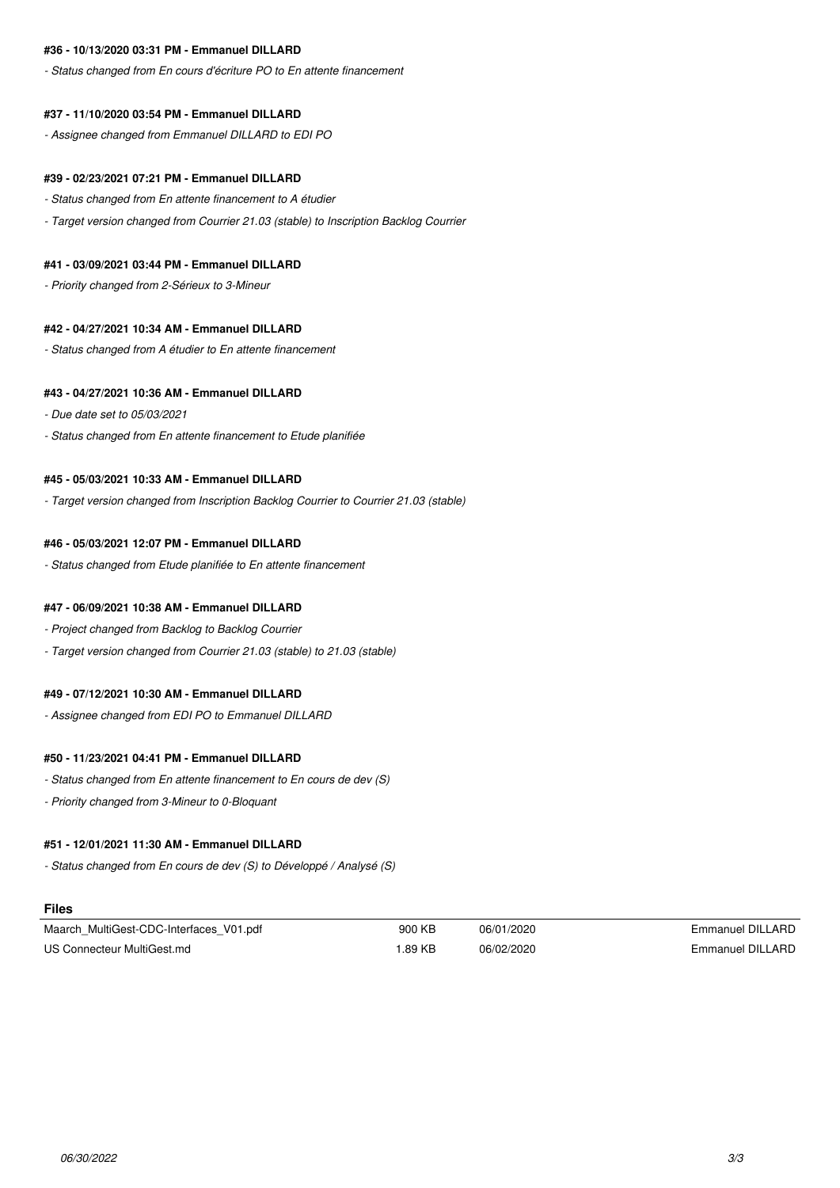**#36 - 10/13/2020 03:31 PM - Emmanuel DILLARD**

*- Status changed from En cours d'écriture PO to En attente financement*

**#37 - 11/10/2020 03:54 PM - Emmanuel DILLARD**

*- Assignee changed from Emmanuel DILLARD to EDI PO*

**#39 - 02/23/2021 07:21 PM - Emmanuel DILLARD**

*- Status changed from En attente financement to A étudier*

*- Target version changed from Courrier 21.03 (stable) to Inscription Backlog Courrier*

**#41 - 03/09/2021 03:44 PM - Emmanuel DILLARD**

*- Priority changed from 2-Sérieux to 3-Mineur*

**#42 - 04/27/2021 10:34 AM - Emmanuel DILLARD**

*- Status changed from A étudier to En attente financement*

**#43 - 04/27/2021 10:36 AM - Emmanuel DILLARD**

*- Due date set to 05/03/2021*

*- Status changed from En attente financement to Etude planifiée*

**#45 - 05/03/2021 10:33 AM - Emmanuel DILLARD**

*- Target version changed from Inscription Backlog Courrier to Courrier 21.03 (stable)*

**#46 - 05/03/2021 12:07 PM - Emmanuel DILLARD**

*- Status changed from Etude planifiée to En attente financement*

**#47 - 06/09/2021 10:38 AM - Emmanuel DILLARD**

*- Project changed from Backlog to Backlog Courrier*

*- Target version changed from Courrier 21.03 (stable) to 21.03 (stable)*

**#49 - 07/12/2021 10:30 AM - Emmanuel DILLARD**

*- Assignee changed from EDI PO to Emmanuel DILLARD*

**#50 - 11/23/2021 04:41 PM - Emmanuel DILLARD**

*- Status changed from En attente financement to En cours de dev (S)*

*- Priority changed from 3-Mineur to 0-Bloquant*

**#51 - 12/01/2021 11:30 AM - Emmanuel DILLARD**

*- Status changed from En cours de dev (S) to Développé / Analysé (S)*

**Files**

| | | | |
|---|---|---|---|
| Maarch_MultiGest-CDC-Interfaces_V01.pdf | 900 KB | 06/01/2020 | Emmanuel DILLARD |
| US Connecteur MultiGest.md | 1.89 KB | 06/02/2020 | Emmanuel DILLARD |